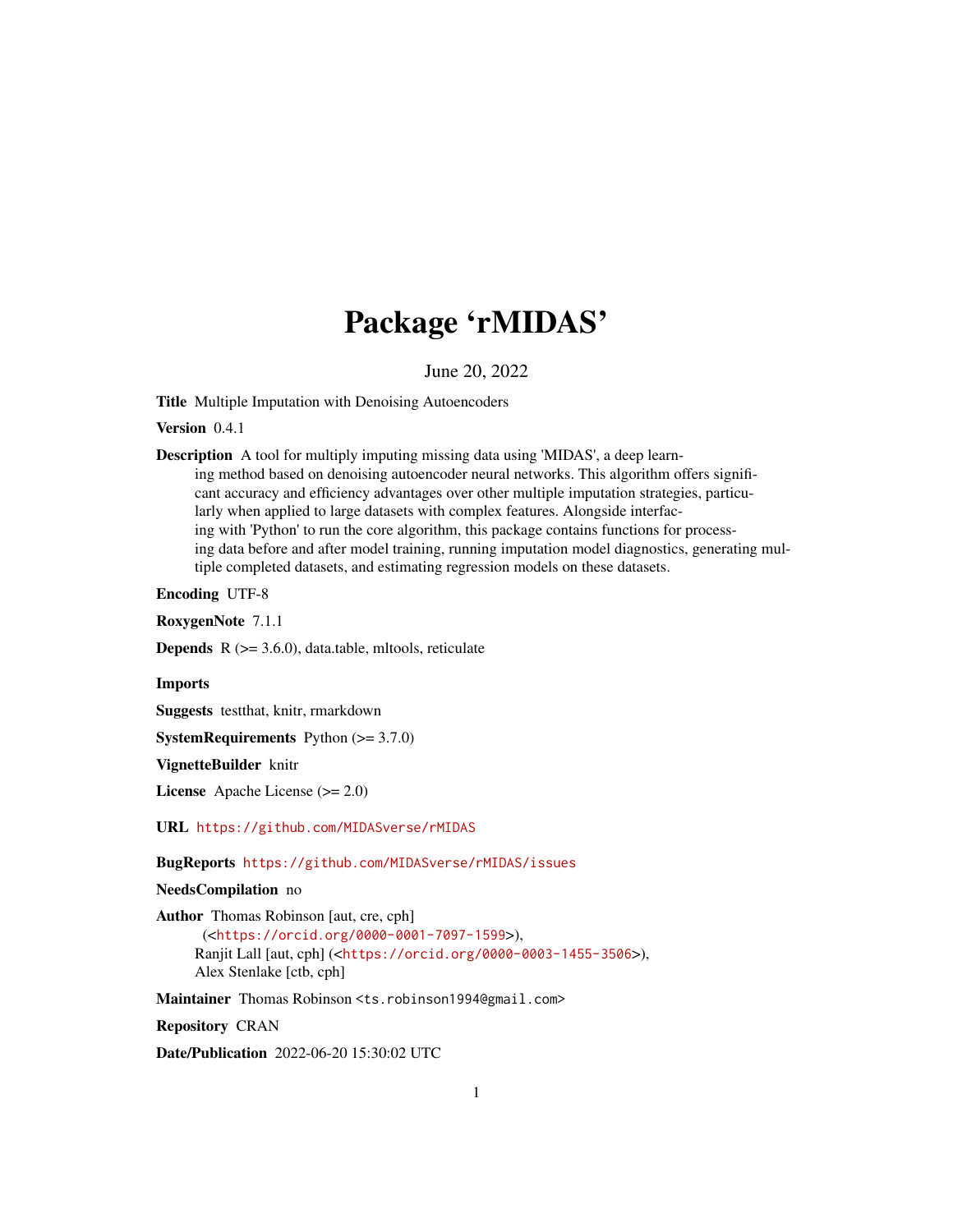# Package 'rMIDAS'

June 20, 2022

**Title** Multiple Imputation with Denoising Autoencoders

**Version** 0.4.1

**Description** A tool for multiply imputing missing data using 'MIDAS', a deep learning method based on denoising autoencoder neural networks. This algorithm offers significant accuracy and efficiency advantages over other multiple imputation strategies, particularly when applied to large datasets with complex features. Alongside interfacing with 'Python' to run the core algorithm, this package contains functions for processing data before and after model training, running imputation model diagnostics, generating multiple completed datasets, and estimating regression models on these datasets.

**Encoding** UTF-8

**RoxygenNote** 7.1.1

**Depends** R (>= 3.6.0), data.table, mltools, reticulate

**Imports**

**Suggests** testthat, knitr, rmarkdown

**SystemRequirements** Python (>= 3.7.0)

**VignetteBuilder** knitr

**License** Apache License (>= 2.0)

**URL** https://github.com/MIDASverse/rMIDAS

**BugReports** https://github.com/MIDASverse/rMIDAS/issues

**NeedsCompilation** no

**Author** Thomas Robinson [aut, cre, cph] (<https://orcid.org/0000-0001-7097-1599>), Ranjit Lall [aut, cph] (<https://orcid.org/0000-0003-1455-3506>), Alex Stenlake [ctb, cph]

**Maintainer** Thomas Robinson <ts.robinson1994@gmail.com>

**Repository** CRAN

**Date/Publication** 2022-06-20 15:30:02 UTC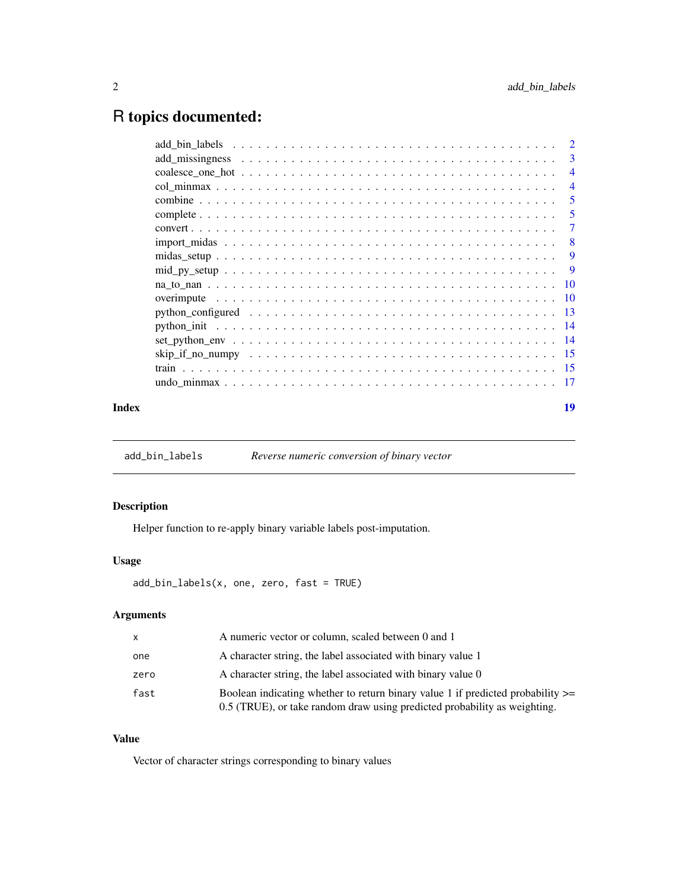# R topics documented:

| | |
|---|---|
| add_bin_labels | 2 |
| add_missingness | 3 |
| coalesce_one_hot | 4 |
| col_minmax | 4 |
| combine | 5 |
| complete | 5 |
| convert | 7 |
| import_midas | 8 |
| midas_setup | 9 |
| mid_py_setup | 9 |
| na_to_nan | 10 |
| overimpute | 10 |
| python_configured | 13 |
| python_init | 14 |
| set_python_env | 14 |
| skip_if_no_numpy | 15 |
| train | 15 |
| undo_minmax | 17 |
| **Index** | **19** |

---

## add_bin_labels — *Reverse numeric conversion of binary vector*

### Description

Helper function to re-apply binary variable labels post-imputation.

### Usage

```
add_bin_labels(x, one, zero, fast = TRUE)
```

### Arguments

| | |
|---|---|
| `x` | A numeric vector or column, scaled between 0 and 1 |
| `one` | A character string, the label associated with binary value 1 |
| `zero` | A character string, the label associated with binary value 0 |
| `fast` | Boolean indicating whether to return binary value 1 if predicted probability >= 0.5 (TRUE), or take random draw using predicted probability as weighting. |

### Value

Vector of character strings corresponding to binary values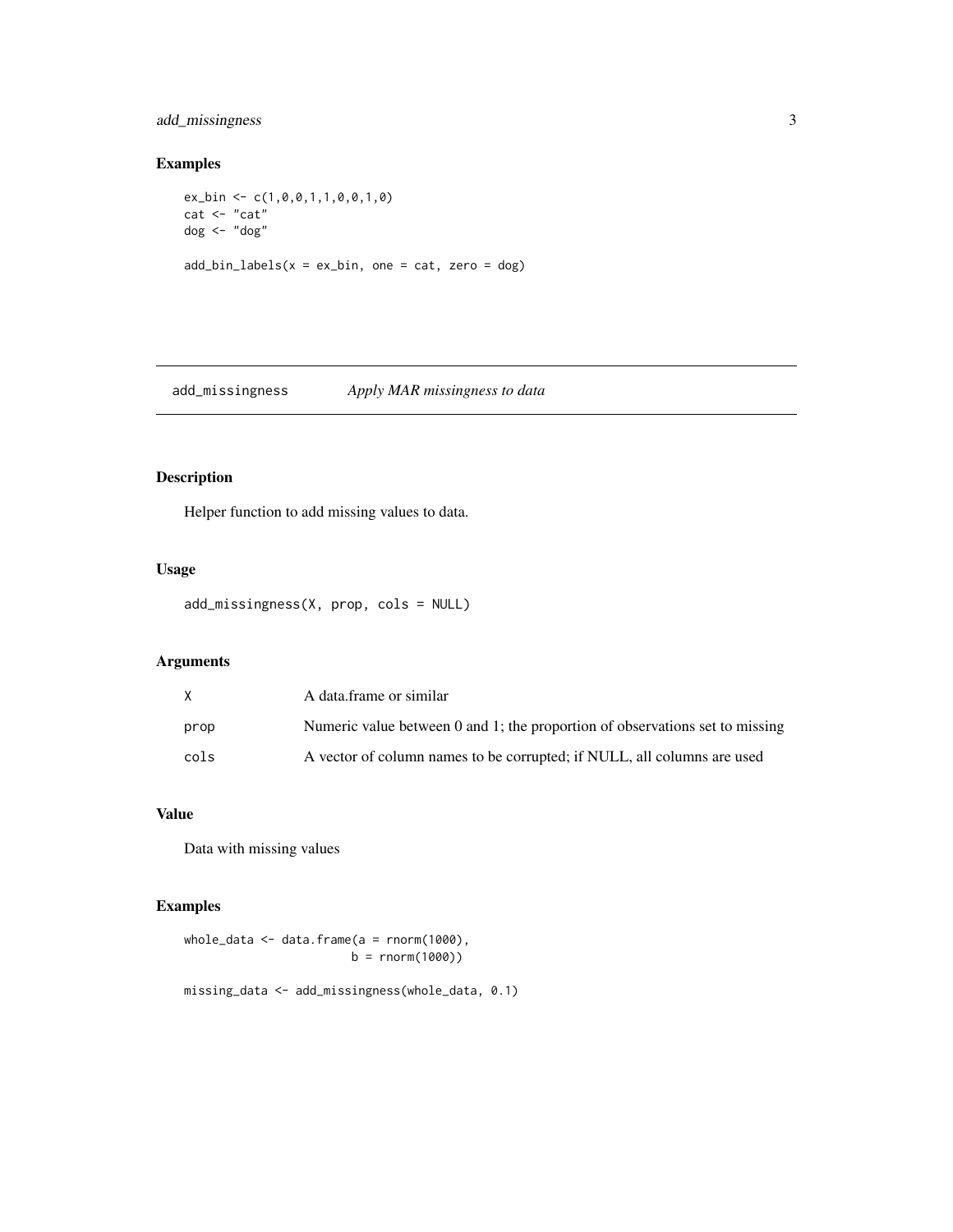## Examples

```
ex_bin <- c(1,0,0,1,1,0,0,1,0)
cat <- "cat"
dog <- "dog"

add_bin_labels(x = ex_bin, one = cat, zero = dog)
```

---

## add_missingness *Apply MAR missingness to data*

### Description

Helper function to add missing values to data.

### Usage

```
add_missingness(X, prop, cols = NULL)
```

### Arguments

| | |
|---|---|
| X | A data.frame or similar |
| prop | Numeric value between 0 and 1; the proportion of observations set to missing |
| cols | A vector of column names to be corrupted; if NULL, all columns are used |

### Value

Data with missing values

### Examples

```
whole_data <- data.frame(a = rnorm(1000),
                         b = rnorm(1000))

missing_data <- add_missingness(whole_data, 0.1)
```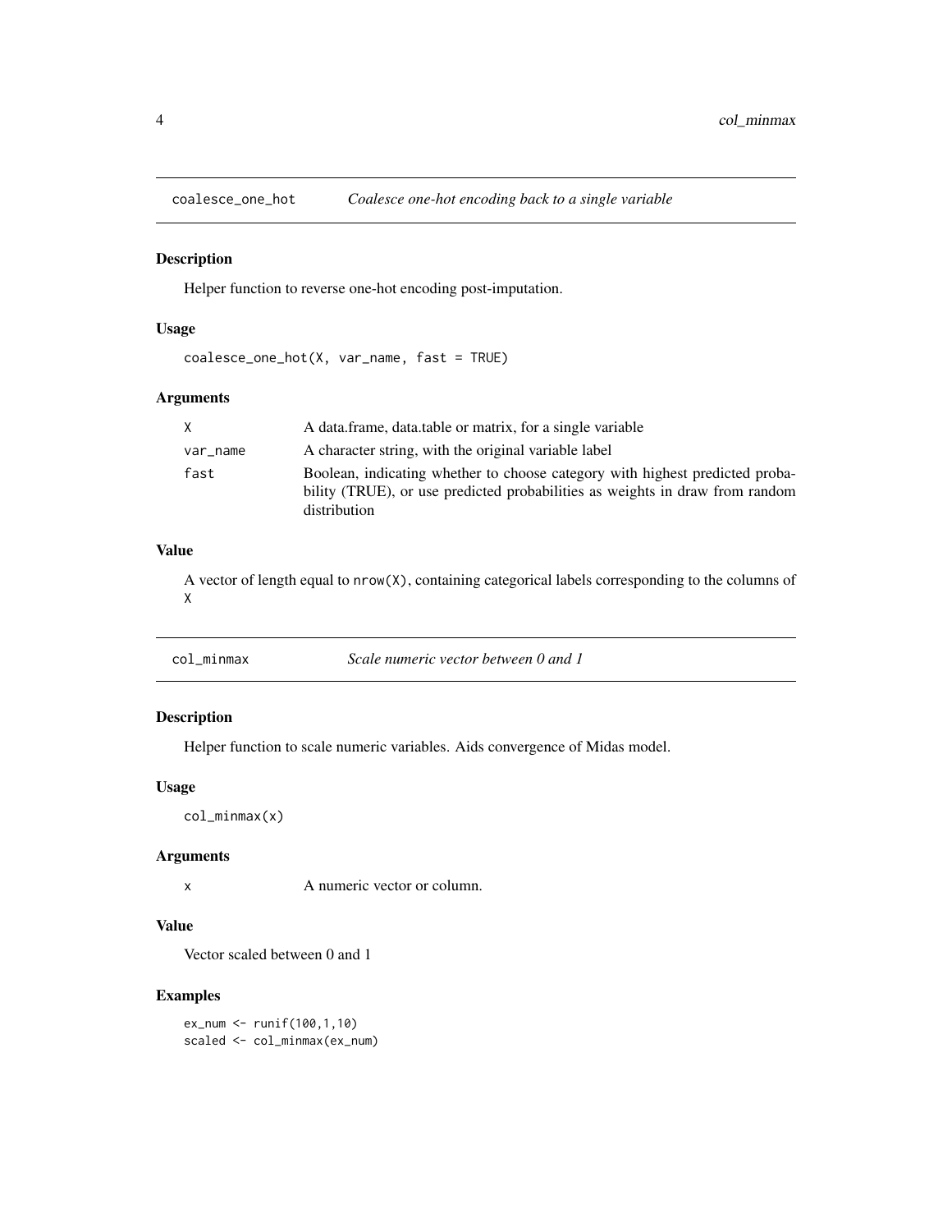## coalesce_one_hot *Coalesce one-hot encoding back to a single variable*

### Description

Helper function to reverse one-hot encoding post-imputation.

### Usage

```
coalesce_one_hot(X, var_name, fast = TRUE)
```

### Arguments

| | |
|---|---|
| X | A data.frame, data.table or matrix, for a single variable |
| var_name | A character string, with the original variable label |
| fast | Boolean, indicating whether to choose category with highest predicted probability (TRUE), or use predicted probabilities as weights in draw from random distribution |

### Value

A vector of length equal to `nrow(X)`, containing categorical labels corresponding to the columns of `X`

## col_minmax *Scale numeric vector between 0 and 1*

### Description

Helper function to scale numeric variables. Aids convergence of Midas model.

### Usage

```
col_minmax(x)
```

### Arguments

| | |
|---|---|
| x | A numeric vector or column. |

### Value

Vector scaled between 0 and 1

### Examples

```
ex_num <- runif(100,1,10)
scaled <- col_minmax(ex_num)
```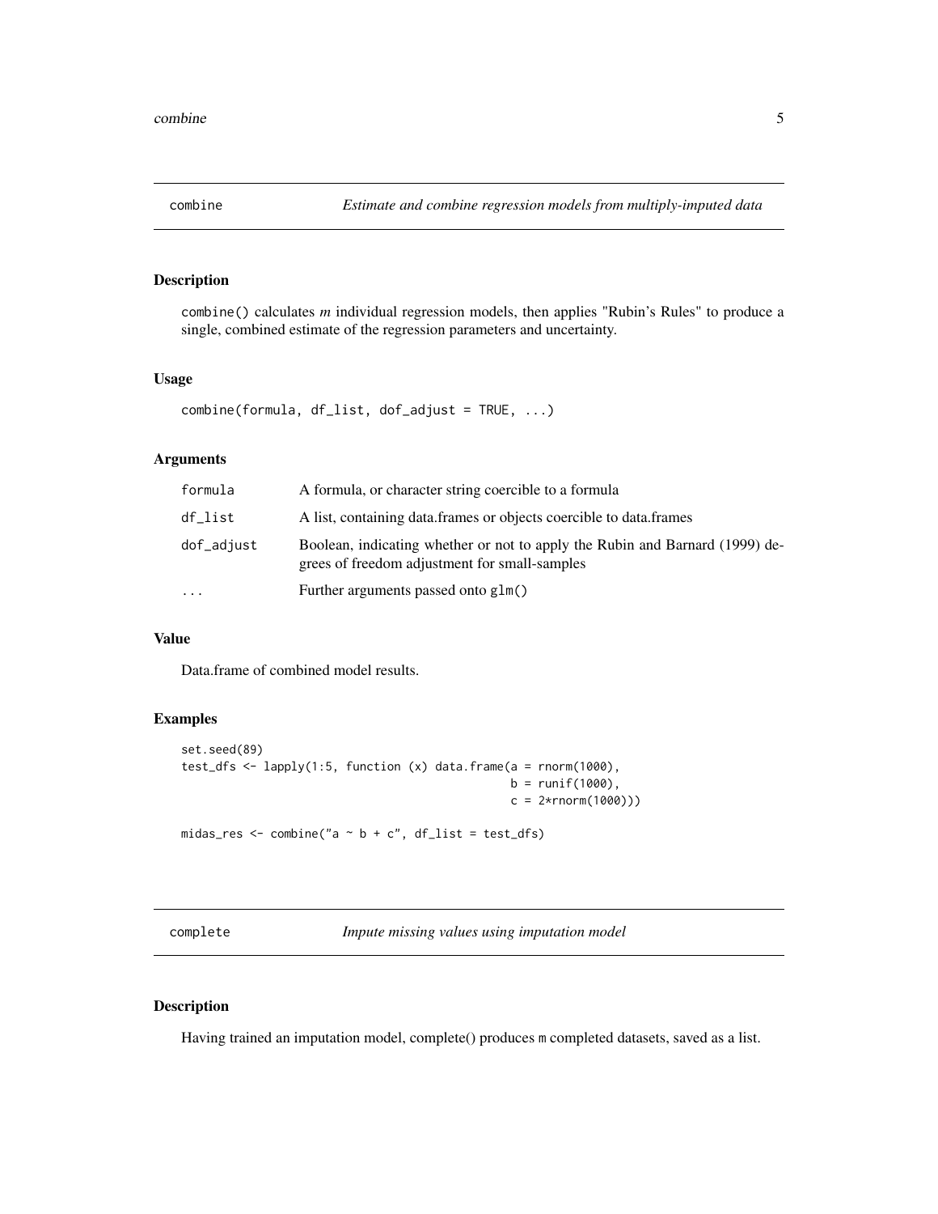## combine — *Estimate and combine regression models from multiply-imputed data*

### Description

combine() calculates *m* individual regression models, then applies "Rubin's Rules" to produce a single, combined estimate of the regression parameters and uncertainty.

### Usage

```
combine(formula, df_list, dof_adjust = TRUE, ...)
```

### Arguments

| | |
|---|---|
| formula | A formula, or character string coercible to a formula |
| df_list | A list, containing data.frames or objects coercible to data.frames |
| dof_adjust | Boolean, indicating whether or not to apply the Rubin and Barnard (1999) degrees of freedom adjustment for small-samples |
| ... | Further arguments passed onto `glm()` |

### Value

Data.frame of combined model results.

### Examples

```
set.seed(89)
test_dfs <- lapply(1:5, function (x) data.frame(a = rnorm(1000),
                                                b = runif(1000),
                                                c = 2*rnorm(1000)))

midas_res <- combine("a ~ b + c", df_list = test_dfs)
```

## complete — *Impute missing values using imputation model*

### Description

Having trained an imputation model, complete() produces `m` completed datasets, saved as a list.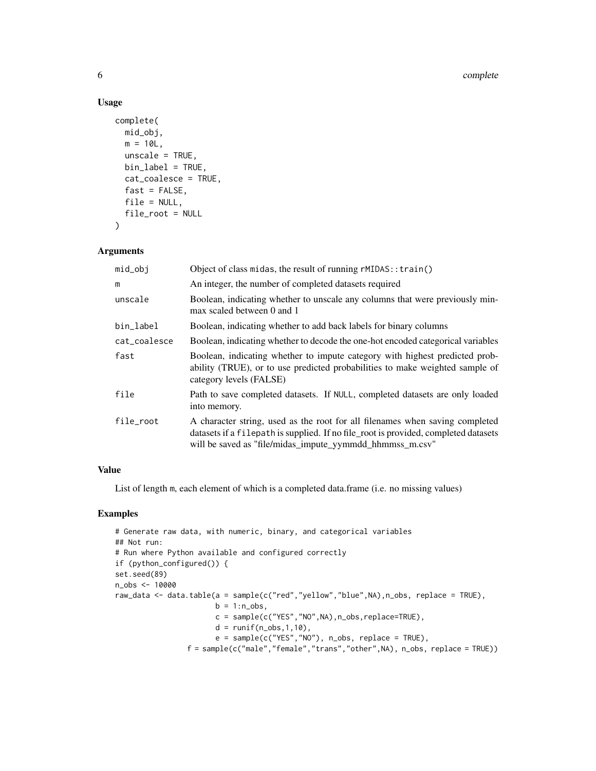### Usage

```
complete(
  mid_obj,
  m = 10L,
  unscale = TRUE,
  bin_label = TRUE,
  cat_coalesce = TRUE,
  fast = FALSE,
  file = NULL,
  file_root = NULL
)
```

### Arguments

| | |
|---|---|
| mid_obj | Object of class midas, the result of running rMIDAS::train() |
| m | An integer, the number of completed datasets required |
| unscale | Boolean, indicating whether to unscale any columns that were previously min-max scaled between 0 and 1 |
| bin_label | Boolean, indicating whether to add back labels for binary columns |
| cat_coalesce | Boolean, indicating whether to decode the one-hot encoded categorical variables |
| fast | Boolean, indicating whether to impute category with highest predicted probability (TRUE), or to use predicted probabilities to make weighted sample of category levels (FALSE) |
| file | Path to save completed datasets. If NULL, completed datasets are only loaded into memory. |
| file_root | A character string, used as the root for all filenames when saving completed datasets if a filepath is supplied. If no file_root is provided, completed datasets will be saved as "file/midas_impute_yymmdd_hhmmss_m.csv" |

### Value

List of length m, each element of which is a completed data.frame (i.e. no missing values)

### Examples

```
# Generate raw data, with numeric, binary, and categorical variables
## Not run:
# Run where Python available and configured correctly
if (python_configured()) {
set.seed(89)
n_obs <- 10000
raw_data <- data.table(a = sample(c("red","yellow","blue",NA),n_obs, replace = TRUE),
                       b = 1:n_obs,
                       c = sample(c("YES","NO",NA),n_obs,replace=TRUE),
                       d = runif(n_obs,1,10),
                       e = sample(c("YES","NO"), n_obs, replace = TRUE),
                 f = sample(c("male","female","trans","other",NA), n_obs, replace = TRUE))
```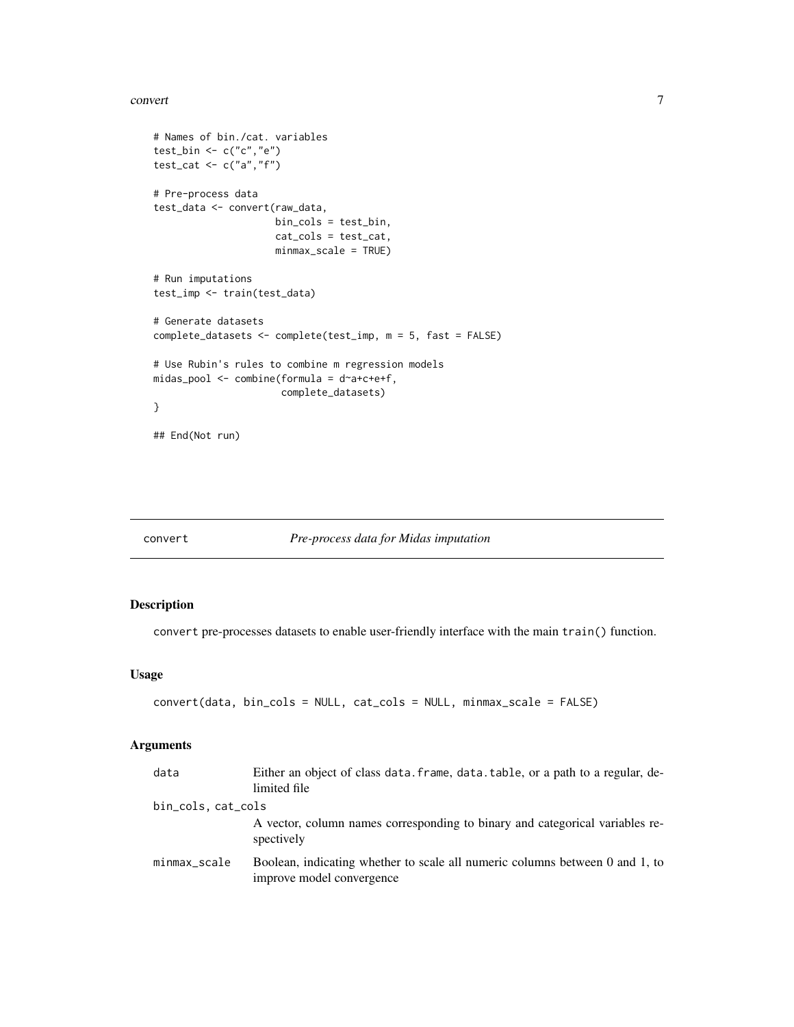```
# Names of bin./cat. variables
test_bin <- c("c","e")
test_cat <- c("a","f")

# Pre-process data
test_data <- convert(raw_data,
                     bin_cols = test_bin,
                     cat_cols = test_cat,
                     minmax_scale = TRUE)

# Run imputations
test_imp <- train(test_data)

# Generate datasets
complete_datasets <- complete(test_imp, m = 5, fast = FALSE)

# Use Rubin's rules to combine m regression models
midas_pool <- combine(formula = d~a+c+e+f,
                      complete_datasets)
}

## End(Not run)
```

---

## convert — *Pre-process data for Midas imputation*

### Description

`convert` pre-processes datasets to enable user-friendly interface with the main `train()` function.

### Usage

```
convert(data, bin_cols = NULL, cat_cols = NULL, minmax_scale = FALSE)
```

### Arguments

| | |
|---|---|
| `data` | Either an object of class `data.frame`, `data.table`, or a path to a regular, delimited file |
| `bin_cols, cat_cols` | A vector, column names corresponding to binary and categorical variables respectively |
| `minmax_scale` | Boolean, indicating whether to scale all numeric columns between 0 and 1, to improve model convergence |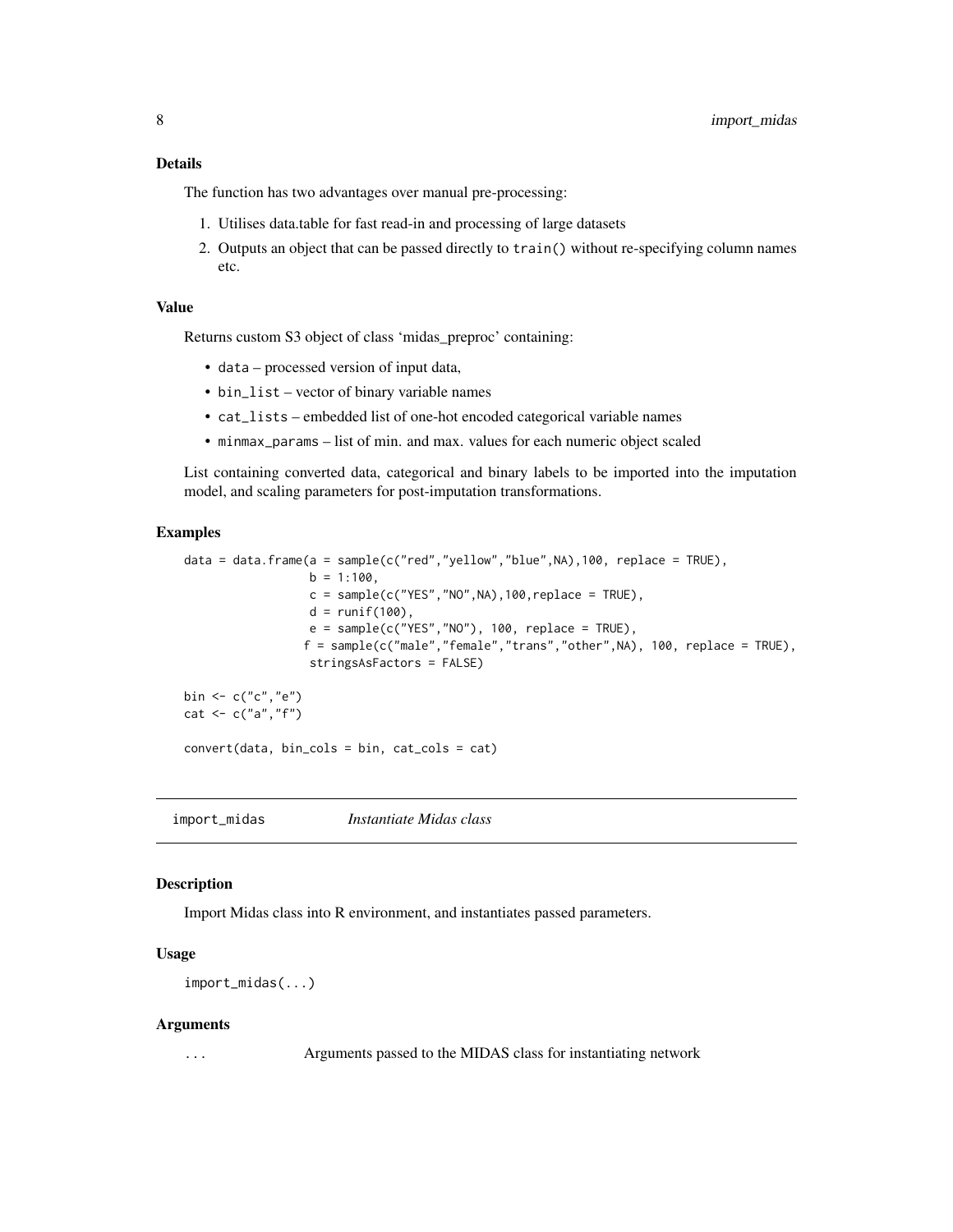### Details

The function has two advantages over manual pre-processing:

1. Utilises data.table for fast read-in and processing of large datasets
2. Outputs an object that can be passed directly to `train()` without re-specifying column names etc.

### Value

Returns custom S3 object of class 'midas_preproc' containing:

- `data` – processed version of input data,
- `bin_list` – vector of binary variable names
- `cat_lists` – embedded list of one-hot encoded categorical variable names
- `minmax_params` – list of min. and max. values for each numeric object scaled

List containing converted data, categorical and binary labels to be imported into the imputation model, and scaling parameters for post-imputation transformations.

### Examples

```
data = data.frame(a = sample(c("red","yellow","blue",NA),100, replace = TRUE),
                  b = 1:100,
                  c = sample(c("YES","NO",NA),100,replace = TRUE),
                  d = runif(100),
                  e = sample(c("YES","NO"), 100, replace = TRUE),
                 f = sample(c("male","female","trans","other",NA), 100, replace = TRUE),
                  stringsAsFactors = FALSE)

bin <- c("c","e")
cat <- c("a","f")

convert(data, bin_cols = bin, cat_cols = cat)
```

---

## import_midas *Instantiate Midas class*

### Description

Import Midas class into R environment, and instantiates passed parameters.

### Usage

```
import_midas(...)
```

### Arguments

| | |
|---|---|
| `...` | Arguments passed to the MIDAS class for instantiating network |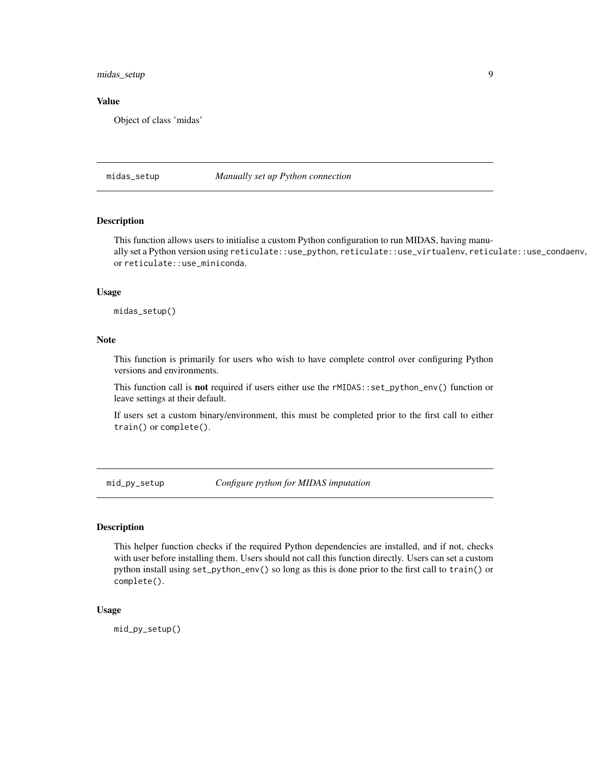### Value

Object of class 'midas'

## midas_setup — *Manually set up Python connection*

### Description

This function allows users to initialise a custom Python configuration to run MIDAS, having manually set a Python version using `reticulate::use_python`, `reticulate::use_virtualenv`, `reticulate::use_condaenv`, or `reticulate::use_miniconda`.

### Usage

```
midas_setup()
```

### Note

This function is primarily for users who wish to have complete control over configuring Python versions and environments.

This function call is **not** required if users either use the `rMIDAS::set_python_env()` function or leave settings at their default.

If users set a custom binary/environment, this must be completed prior to the first call to either `train()` or `complete()`.

## mid_py_setup — *Configure python for MIDAS imputation*

### Description

This helper function checks if the required Python dependencies are installed, and if not, checks with user before installing them. Users should not call this function directly. Users can set a custom python install using `set_python_env()` so long as this is done prior to the first call to `train()` or `complete()`.

### Usage

```
mid_py_setup()
```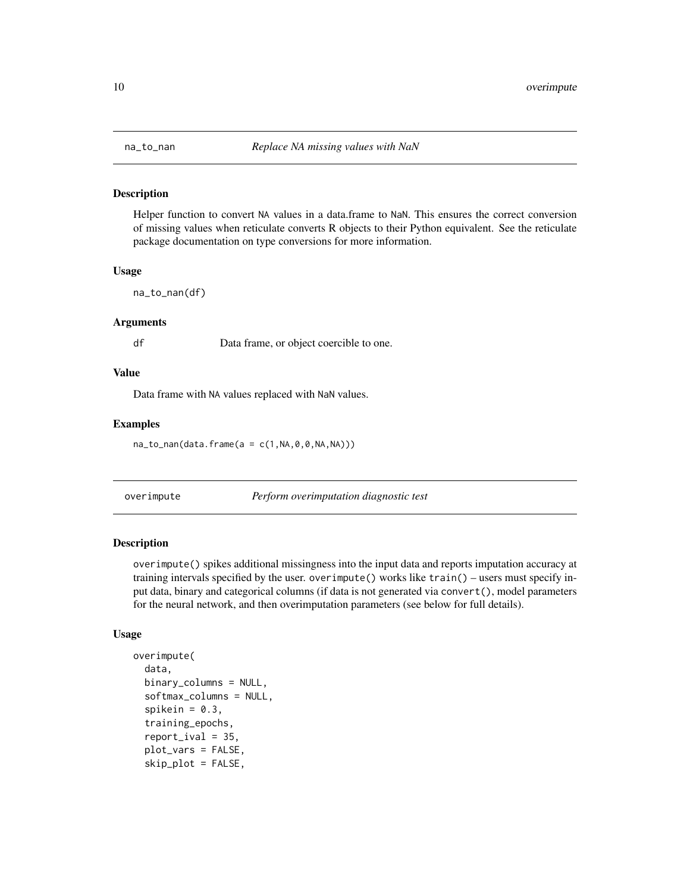## na_to_nan *Replace NA missing values with NaN*

### Description

Helper function to convert NA values in a data.frame to NaN. This ensures the correct conversion of missing values when reticulate converts R objects to their Python equivalent. See the reticulate package documentation on type conversions for more information.

### Usage

```
na_to_nan(df)
```

### Arguments

| | |
|---|---|
| df | Data frame, or object coercible to one. |

### Value

Data frame with NA values replaced with NaN values.

### Examples

```
na_to_nan(data.frame(a = c(1,NA,0,0,NA,NA)))
```

## overimpute *Perform overimputation diagnostic test*

### Description

overimpute() spikes additional missingness into the input data and reports imputation accuracy at training intervals specified by the user. overimpute() works like train() – users must specify input data, binary and categorical columns (if data is not generated via convert(), model parameters for the neural network, and then overimputation parameters (see below for full details).

### Usage

```
overimpute(
  data,
  binary_columns = NULL,
  softmax_columns = NULL,
  spikein = 0.3,
  training_epochs,
  report_ival = 35,
  plot_vars = FALSE,
  skip_plot = FALSE,
```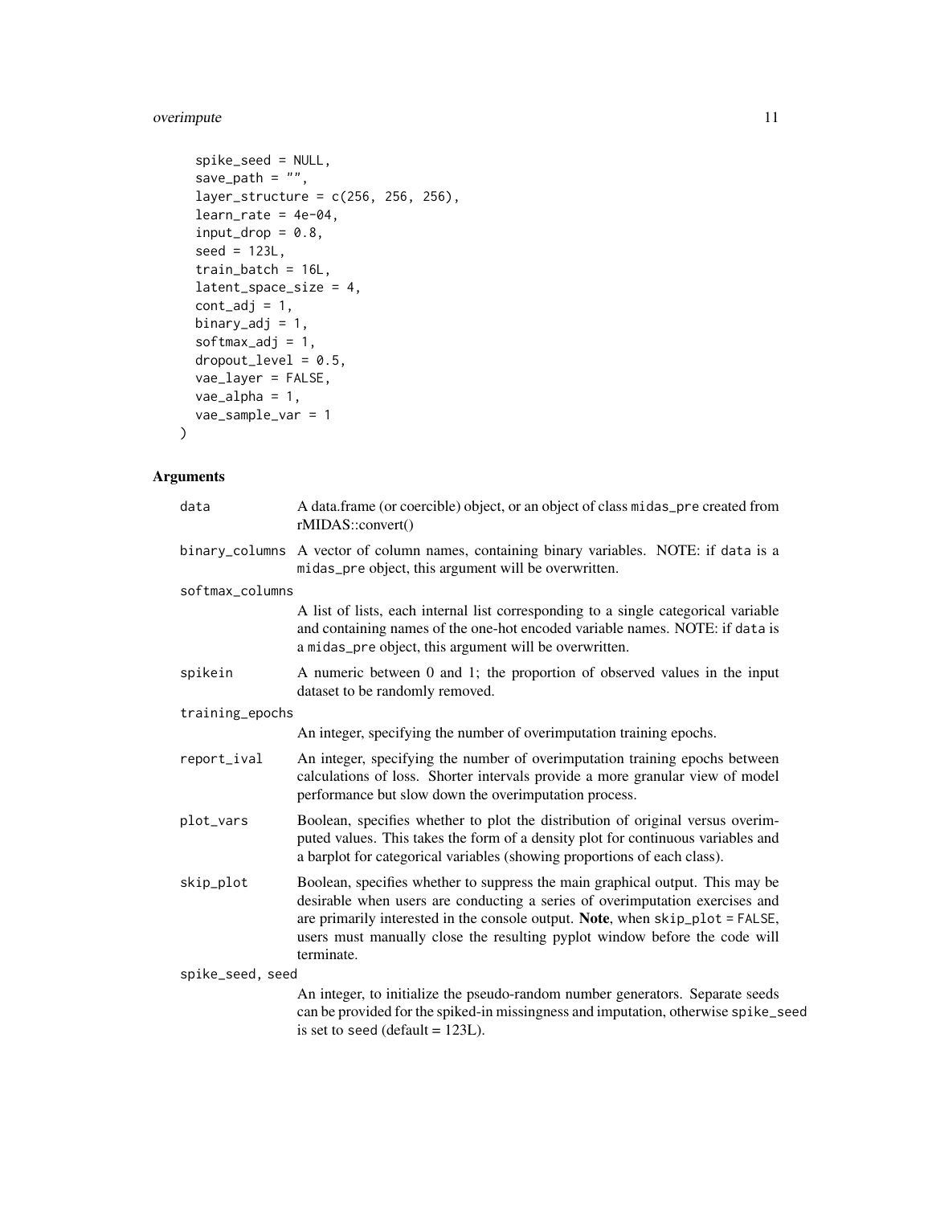```
  spike_seed = NULL,
  save_path = "",
  layer_structure = c(256, 256, 256),
  learn_rate = 4e-04,
  input_drop = 0.8,
  seed = 123L,
  train_batch = 16L,
  latent_space_size = 4,
  cont_adj = 1,
  binary_adj = 1,
  softmax_adj = 1,
  dropout_level = 0.5,
  vae_layer = FALSE,
  vae_alpha = 1,
  vae_sample_var = 1
)
```

## Arguments

| | |
|---|---|
| `data` | A data.frame (or coercible) object, or an object of class `midas_pre` created from rMIDAS::convert() |
| `binary_columns` | A vector of column names, containing binary variables. NOTE: if `data` is a `midas_pre` object, this argument will be overwritten. |
| `softmax_columns` | A list of lists, each internal list corresponding to a single categorical variable and containing names of the one-hot encoded variable names. NOTE: if `data` is a `midas_pre` object, this argument will be overwritten. |
| `spikein` | A numeric between 0 and 1; the proportion of observed values in the input dataset to be randomly removed. |
| `training_epochs` | An integer, specifying the number of overimputation training epochs. |
| `report_ival` | An integer, specifying the number of overimputation training epochs between calculations of loss. Shorter intervals provide a more granular view of model performance but slow down the overimputation process. |
| `plot_vars` | Boolean, specifies whether to plot the distribution of original versus overimputed values. This takes the form of a density plot for continuous variables and a barplot for categorical variables (showing proportions of each class). |
| `skip_plot` | Boolean, specifies whether to suppress the main graphical output. This may be desirable when users are conducting a series of overimputation exercises and are primarily interested in the console output. **Note**, when `skip_plot = FALSE`, users must manually close the resulting pyplot window before the code will terminate. |
| `spike_seed, seed` | An integer, to initialize the pseudo-random number generators. Separate seeds can be provided for the spiked-in missingness and imputation, otherwise `spike_seed` is set to `seed` (default = 123L). |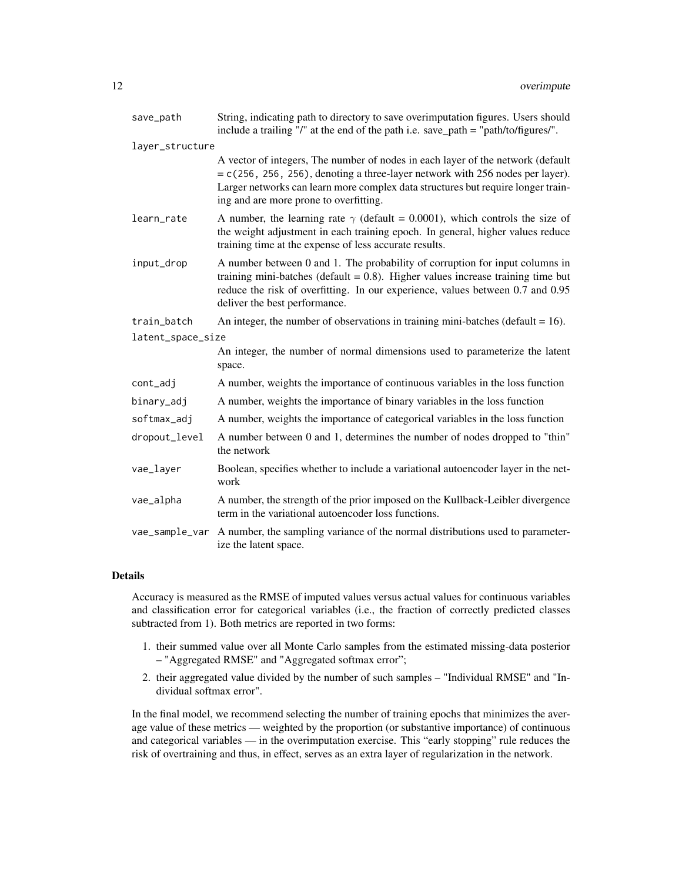| | |
|---|---|
| `save_path` | String, indicating path to directory to save overimputation figures. Users should include a trailing "/" at the end of the path i.e. save_path = "path/to/figures/". |
| `layer_structure` | A vector of integers, The number of nodes in each layer of the network (default = `c(256, 256, 256)`, denoting a three-layer network with 256 nodes per layer). Larger networks can learn more complex data structures but require longer training and are more prone to overfitting. |
| `learn_rate` | A number, the learning rate $\gamma$ (default = 0.0001), which controls the size of the weight adjustment in each training epoch. In general, higher values reduce training time at the expense of less accurate results. |
| `input_drop` | A number between 0 and 1. The probability of corruption for input columns in training mini-batches (default = 0.8). Higher values increase training time but reduce the risk of overfitting. In our experience, values between 0.7 and 0.95 deliver the best performance. |
| `train_batch` | An integer, the number of observations in training mini-batches (default = 16). |
| `latent_space_size` | An integer, the number of normal dimensions used to parameterize the latent space. |
| `cont_adj` | A number, weights the importance of continuous variables in the loss function |
| `binary_adj` | A number, weights the importance of binary variables in the loss function |
| `softmax_adj` | A number, weights the importance of categorical variables in the loss function |
| `dropout_level` | A number between 0 and 1, determines the number of nodes dropped to "thin" the network |
| `vae_layer` | Boolean, specifies whether to include a variational autoencoder layer in the network |
| `vae_alpha` | A number, the strength of the prior imposed on the Kullback-Leibler divergence term in the variational autoencoder loss functions. |
| `vae_sample_var` | A number, the sampling variance of the normal distributions used to parameterize the latent space. |

### Details

Accuracy is measured as the RMSE of imputed values versus actual values for continuous variables and classification error for categorical variables (i.e., the fraction of correctly predicted classes subtracted from 1). Both metrics are reported in two forms:

1. their summed value over all Monte Carlo samples from the estimated missing-data posterior – "Aggregated RMSE" and "Aggregated softmax error";
2. their aggregated value divided by the number of such samples – "Individual RMSE" and "Individual softmax error".

In the final model, we recommend selecting the number of training epochs that minimizes the average value of these metrics — weighted by the proportion (or substantive importance) of continuous and categorical variables — in the overimputation exercise. This "early stopping" rule reduces the risk of overtraining and thus, in effect, serves as an extra layer of regularization in the network.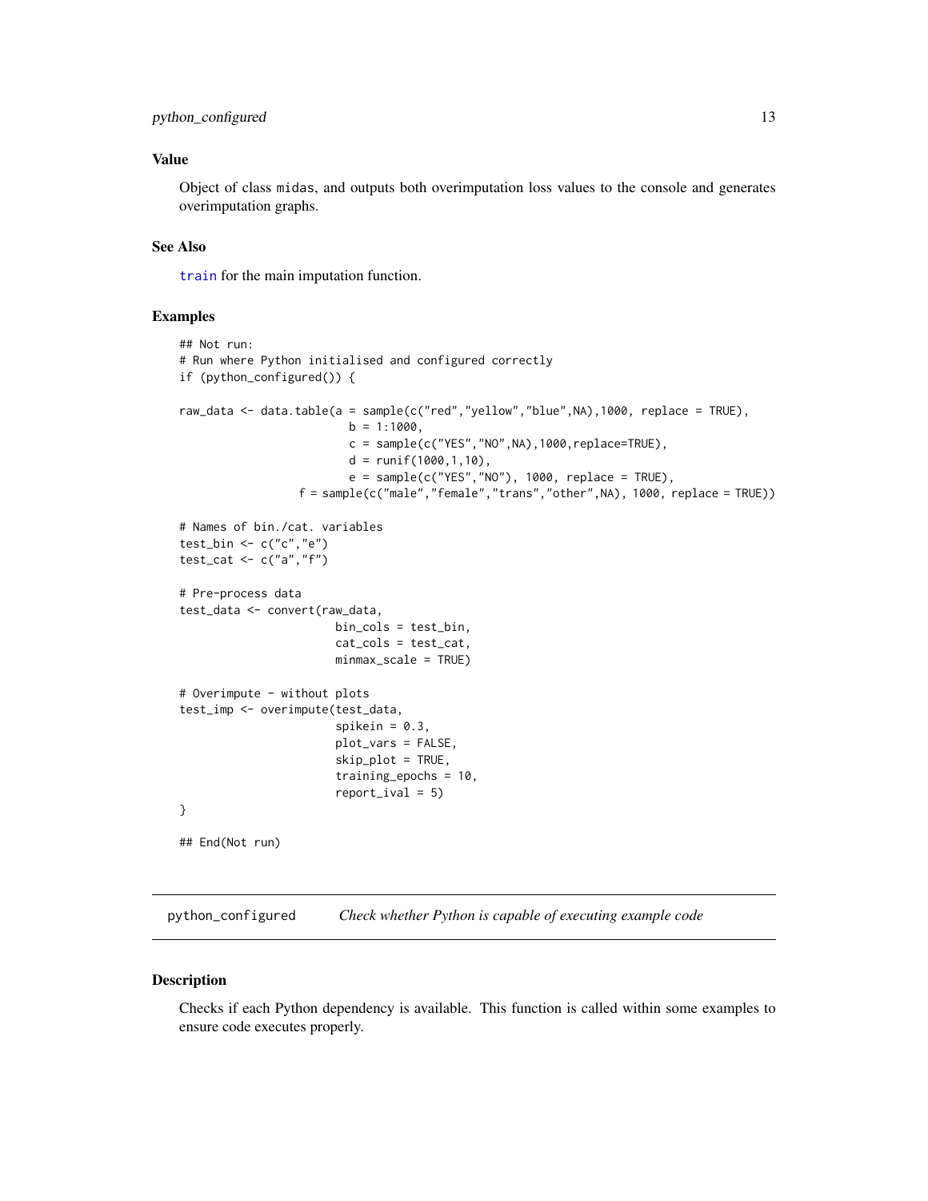### Value

Object of class `midas`, and outputs both overimputation loss values to the console and generates overimputation graphs.

### See Also

`train` for the main imputation function.

### Examples

```
## Not run:
# Run where Python initialised and configured correctly
if (python_configured()) {

raw_data <- data.table(a = sample(c("red","yellow","blue",NA),1000, replace = TRUE),
                        b = 1:1000,
                        c = sample(c("YES","NO",NA),1000,replace=TRUE),
                        d = runif(1000,1,10),
                        e = sample(c("YES","NO"), 1000, replace = TRUE),
                 f = sample(c("male","female","trans","other",NA), 1000, replace = TRUE))

# Names of bin./cat. variables
test_bin <- c("c","e")
test_cat <- c("a","f")

# Pre-process data
test_data <- convert(raw_data,
                      bin_cols = test_bin,
                      cat_cols = test_cat,
                      minmax_scale = TRUE)

# Overimpute - without plots
test_imp <- overimpute(test_data,
                      spikein = 0.3,
                      plot_vars = FALSE,
                      skip_plot = TRUE,
                      training_epochs = 10,
                      report_ival = 5)
}

## End(Not run)
```

---

## python_configured    *Check whether Python is capable of executing example code*

---

### Description

Checks if each Python dependency is available. This function is called within some examples to ensure code executes properly.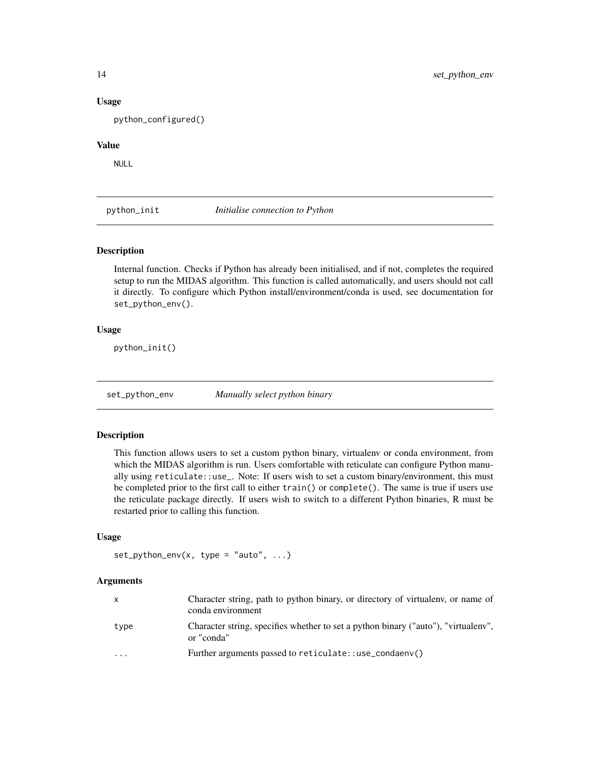### Usage

```
python_configured()
```

### Value

NULL

## python_init — *Initialise connection to Python*

### Description

Internal function. Checks if Python has already been initialised, and if not, completes the required setup to run the MIDAS algorithm. This function is called automatically, and users should not call it directly. To configure which Python install/environment/conda is used, see documentation for `set_python_env()`.

### Usage

```
python_init()
```

## set_python_env — *Manually select python binary*

### Description

This function allows users to set a custom python binary, virtualenv or conda environment, from which the MIDAS algorithm is run. Users comfortable with reticulate can configure Python manually using `reticulate::use_`. Note: If users wish to set a custom binary/environment, this must be completed prior to the first call to either `train()` or `complete()`. The same is true if users use the reticulate package directly. If users wish to switch to a different Python binaries, R must be restarted prior to calling this function.

### Usage

```
set_python_env(x, type = "auto", ...)
```

### Arguments

| Argument | Description |
|---|---|
| `x` | Character string, path to python binary, or directory of virtualenv, or name of conda environment |
| `type` | Character string, specifies whether to set a python binary ("auto"), "virtualenv", or "conda" |
| `...` | Further arguments passed to `reticulate::use_condaenv()` |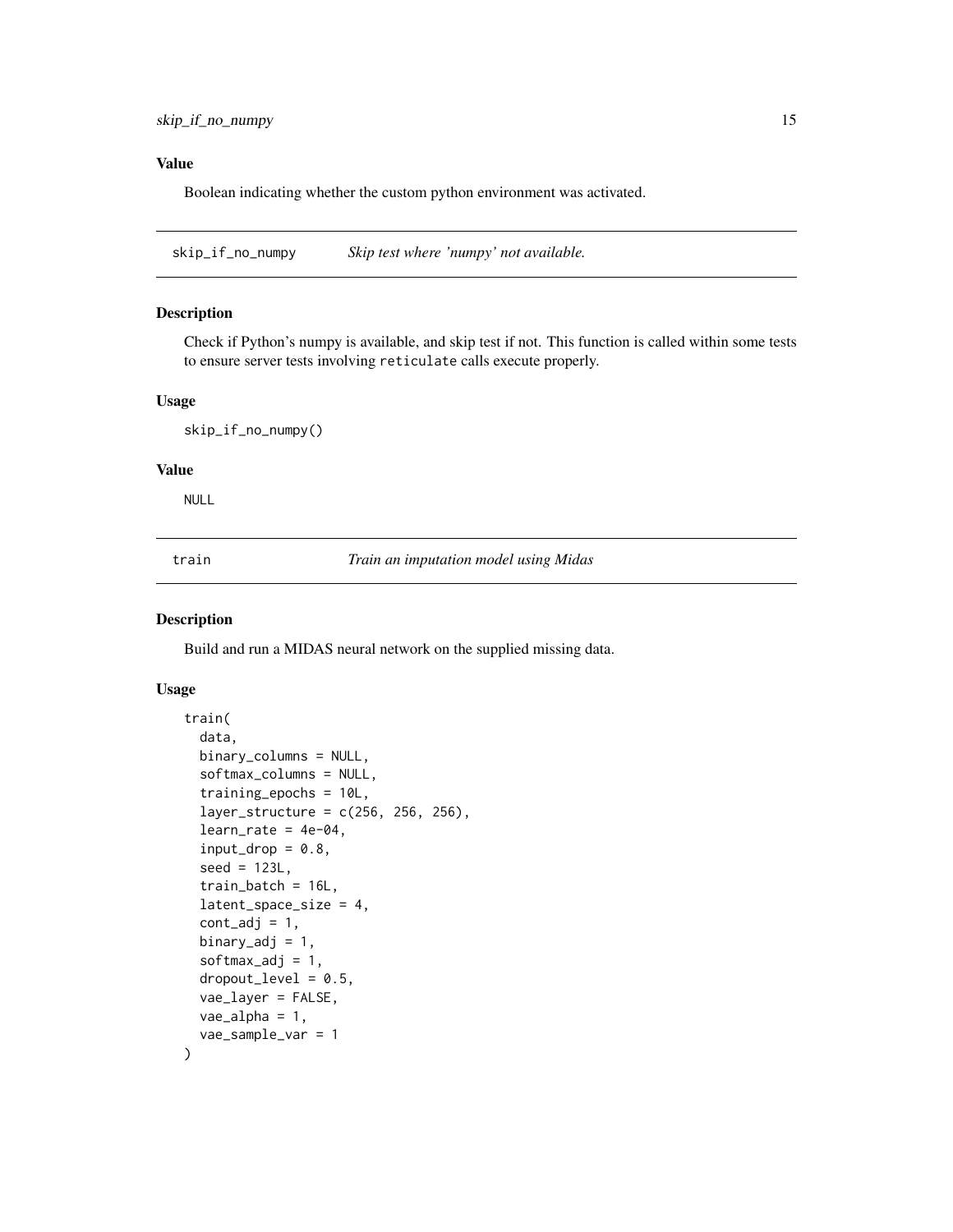## Value

Boolean indicating whether the custom python environment was activated.

---

## skip_if_no_numpy — *Skip test where 'numpy' not available.*

### Description

Check if Python's numpy is available, and skip test if not. This function is called within some tests to ensure server tests involving `reticulate` calls execute properly.

### Usage

```
skip_if_no_numpy()
```

### Value

`NULL`

---

## train — *Train an imputation model using Midas*

### Description

Build and run a MIDAS neural network on the supplied missing data.

### Usage

```
train(
  data,
  binary_columns = NULL,
  softmax_columns = NULL,
  training_epochs = 10L,
  layer_structure = c(256, 256, 256),
  learn_rate = 4e-04,
  input_drop = 0.8,
  seed = 123L,
  train_batch = 16L,
  latent_space_size = 4,
  cont_adj = 1,
  binary_adj = 1,
  softmax_adj = 1,
  dropout_level = 0.5,
  vae_layer = FALSE,
  vae_alpha = 1,
  vae_sample_var = 1
)
```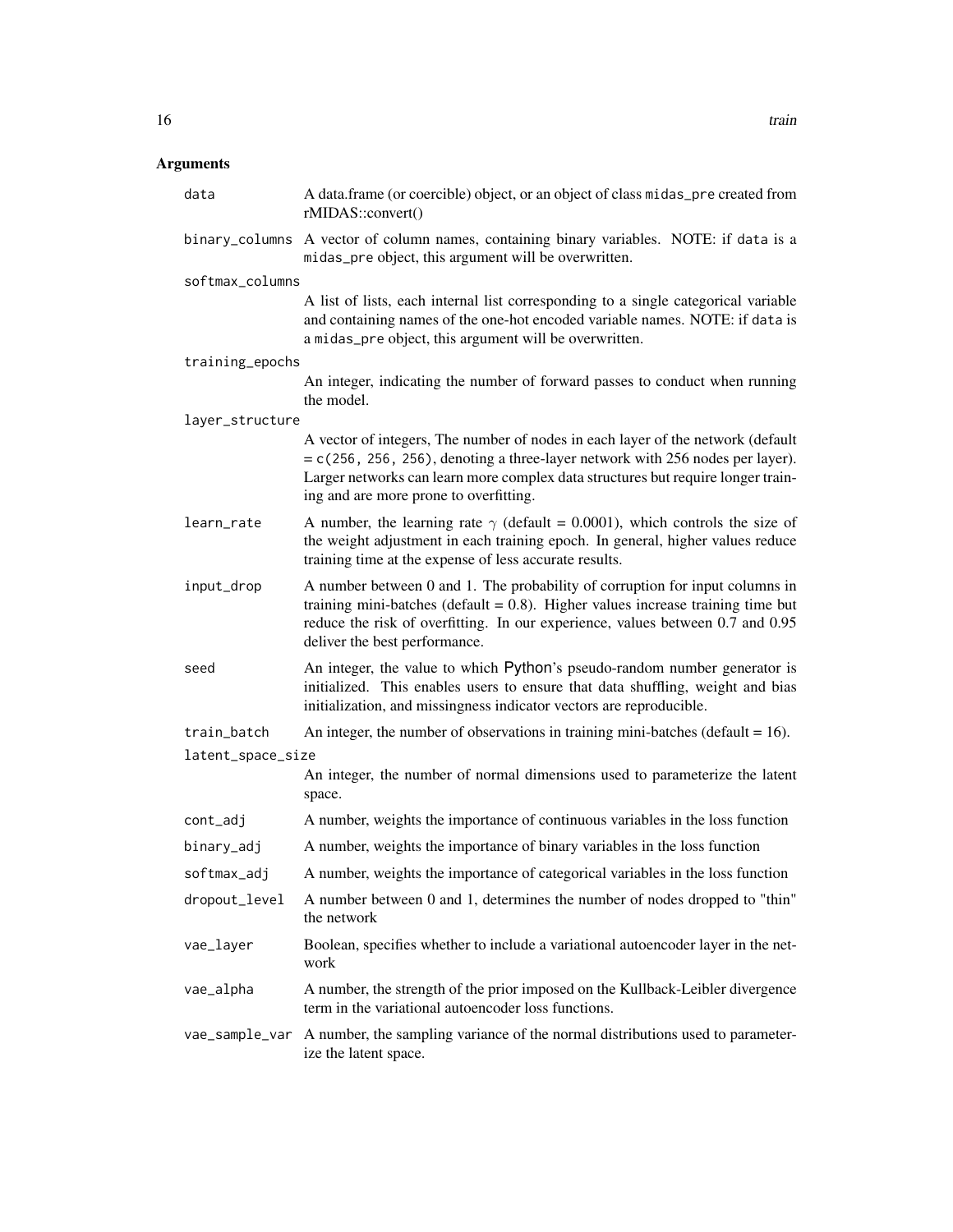## Arguments

| | |
|---|---|
| data | A data.frame (or coercible) object, or an object of class `midas_pre` created from rMIDAS::convert() |
| binary_columns | A vector of column names, containing binary variables. NOTE: if `data` is a `midas_pre` object, this argument will be overwritten. |
| softmax_columns | A list of lists, each internal list corresponding to a single categorical variable and containing names of the one-hot encoded variable names. NOTE: if `data` is a `midas_pre` object, this argument will be overwritten. |
| training_epochs | An integer, indicating the number of forward passes to conduct when running the model. |
| layer_structure | A vector of integers, The number of nodes in each layer of the network (default = `c(256, 256, 256)`, denoting a three-layer network with 256 nodes per layer). Larger networks can learn more complex data structures but require longer training and are more prone to overfitting. |
| learn_rate | A number, the learning rate $\gamma$ (default = 0.0001), which controls the size of the weight adjustment in each training epoch. In general, higher values reduce training time at the expense of less accurate results. |
| input_drop | A number between 0 and 1. The probability of corruption for input columns in training mini-batches (default = 0.8). Higher values increase training time but reduce the risk of overfitting. In our experience, values between 0.7 and 0.95 deliver the best performance. |
| seed | An integer, the value to which Python's pseudo-random number generator is initialized. This enables users to ensure that data shuffling, weight and bias initialization, and missingness indicator vectors are reproducible. |
| train_batch | An integer, the number of observations in training mini-batches (default = 16). |
| latent_space_size | An integer, the number of normal dimensions used to parameterize the latent space. |
| cont_adj | A number, weights the importance of continuous variables in the loss function |
| binary_adj | A number, weights the importance of binary variables in the loss function |
| softmax_adj | A number, weights the importance of categorical variables in the loss function |
| dropout_level | A number between 0 and 1, determines the number of nodes dropped to "thin" the network |
| vae_layer | Boolean, specifies whether to include a variational autoencoder layer in the network |
| vae_alpha | A number, the strength of the prior imposed on the Kullback-Leibler divergence term in the variational autoencoder loss functions. |
| vae_sample_var | A number, the sampling variance of the normal distributions used to parameterize the latent space. |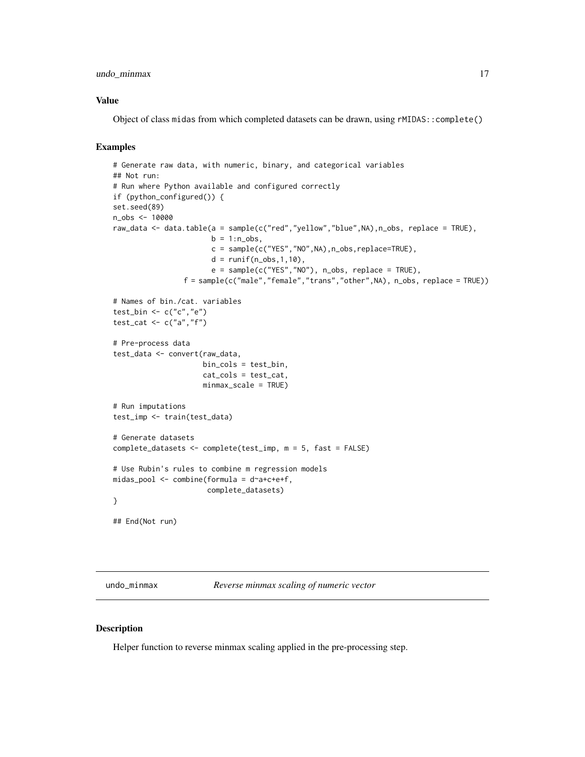### Value

Object of class midas from which completed datasets can be drawn, using `rMIDAS::complete()`

### Examples

```
# Generate raw data, with numeric, binary, and categorical variables
## Not run:
# Run where Python available and configured correctly
if (python_configured()) {
set.seed(89)
n_obs <- 10000
raw_data <- data.table(a = sample(c("red","yellow","blue",NA),n_obs, replace = TRUE),
                       b = 1:n_obs,
                       c = sample(c("YES","NO",NA),n_obs,replace=TRUE),
                       d = runif(n_obs,1,10),
                       e = sample(c("YES","NO"), n_obs, replace = TRUE),
                 f = sample(c("male","female","trans","other",NA), n_obs, replace = TRUE))

# Names of bin./cat. variables
test_bin <- c("c","e")
test_cat <- c("a","f")

# Pre-process data
test_data <- convert(raw_data,
                     bin_cols = test_bin,
                     cat_cols = test_cat,
                     minmax_scale = TRUE)

# Run imputations
test_imp <- train(test_data)

# Generate datasets
complete_datasets <- complete(test_imp, m = 5, fast = FALSE)

# Use Rubin's rules to combine m regression models
midas_pool <- combine(formula = d~a+c+e+f,
                      complete_datasets)
}

## End(Not run)
```

---

## undo_minmax *Reverse minmax scaling of numeric vector*

### Description

Helper function to reverse minmax scaling applied in the pre-processing step.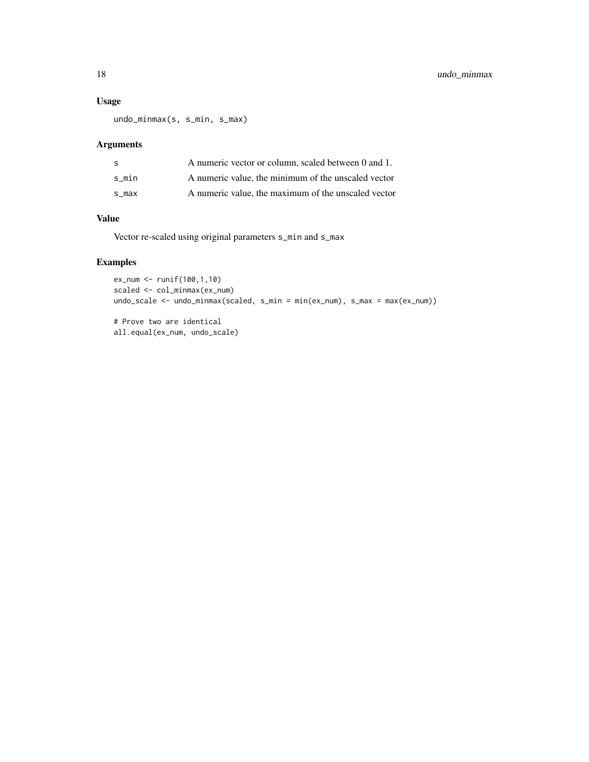### Usage

```
undo_minmax(s, s_min, s_max)
```

### Arguments

| | |
|---|---|
| `s` | A numeric vector or column, scaled between 0 and 1. |
| `s_min` | A numeric value, the minimum of the unscaled vector |
| `s_max` | A numeric value, the maximum of the unscaled vector |

### Value

Vector re-scaled using original parameters `s_min` and `s_max`

### Examples

```
ex_num <- runif(100,1,10)
scaled <- col_minmax(ex_num)
undo_scale <- undo_minmax(scaled, s_min = min(ex_num), s_max = max(ex_num))

# Prove two are identical
all.equal(ex_num, undo_scale)
```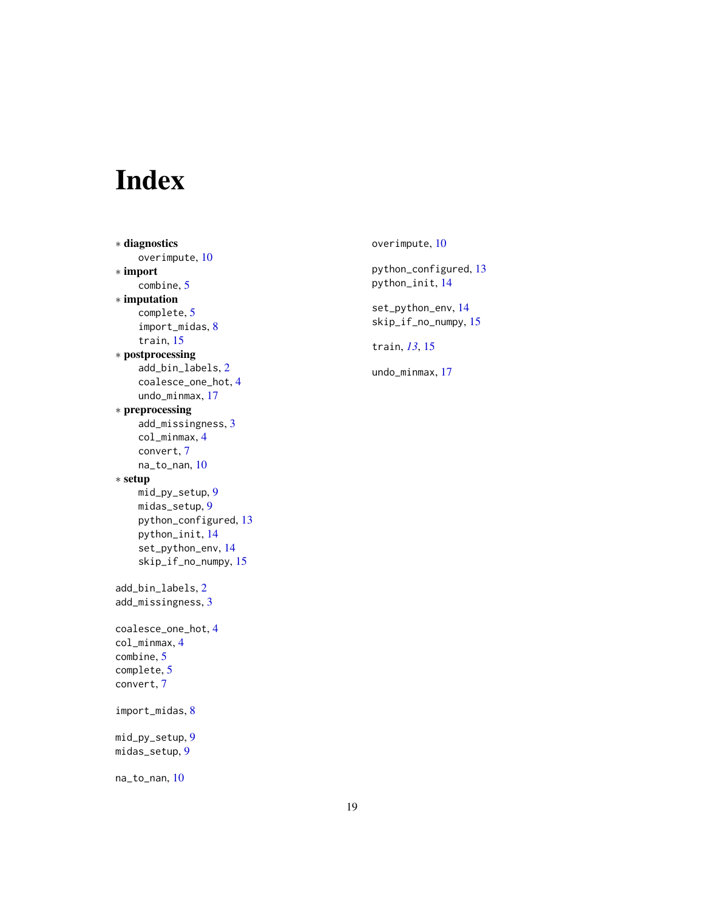# Index

* **diagnostics**
    overimpute, 10
* **import**
    combine, 5
* **imputation**
    complete, 5
    import_midas, 8
    train, 15
* **postprocessing**
    add_bin_labels, 2
    coalesce_one_hot, 4
    undo_minmax, 17
* **preprocessing**
    add_missingness, 3
    col_minmax, 4
    convert, 7
    na_to_nan, 10
* **setup**
    mid_py_setup, 9
    midas_setup, 9
    python_configured, 13
    python_init, 14
    set_python_env, 14
    skip_if_no_numpy, 15

add_bin_labels, 2
add_missingness, 3

coalesce_one_hot, 4
col_minmax, 4
combine, 5
complete, 5
convert, 7

import_midas, 8

mid_py_setup, 9
midas_setup, 9

na_to_nan, 10

overimpute, 10

python_configured, 13
python_init, 14

set_python_env, 14
skip_if_no_numpy, 15

train, *13*, 15

undo_minmax, 17